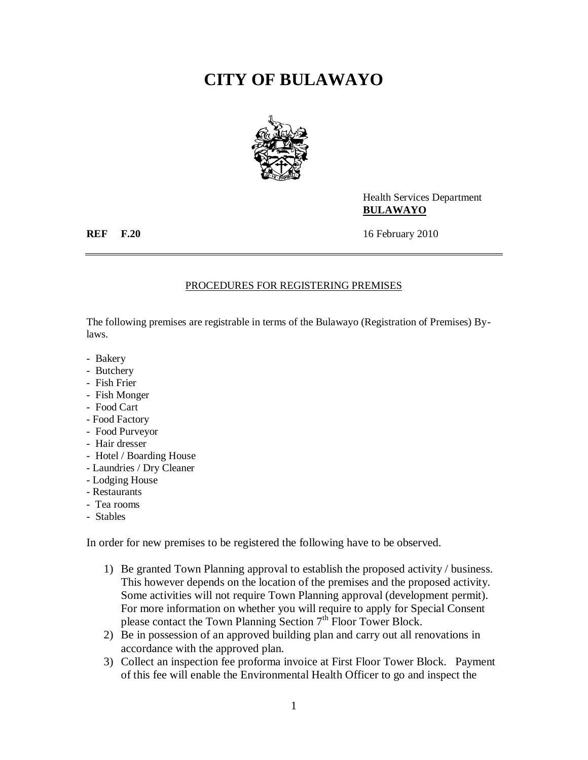# CITY OF BULAWAYO

Health Services Department
**BULAWAYO**

**REF F.20** 16 February 2010

---

## PROCEDURES FOR REGISTERING PREMISES

The following premises are registrable in terms of the Bulawayo (Registration of Premises) By-laws.

- Bakery
- Butchery
- Fish Frier
- Fish Monger
- Food Cart
- Food Factory
- Food Purveyor
- Hair dresser
- Hotel / Boarding House
- Laundries / Dry Cleaner
- Lodging House
- Restaurants
- Tea rooms
- Stables

In order for new premises to be registered the following have to be observed.

1) Be granted Town Planning approval to establish the proposed activity / business. This however depends on the location of the premises and the proposed activity. Some activities will not require Town Planning approval (development permit). For more information on whether you will require to apply for Special Consent please contact the Town Planning Section 7th Floor Tower Block.
2) Be in possession of an approved building plan and carry out all renovations in accordance with the approved plan.
3) Collect an inspection fee proforma invoice at First Floor Tower Block. Payment of this fee will enable the Environmental Health Officer to go and inspect the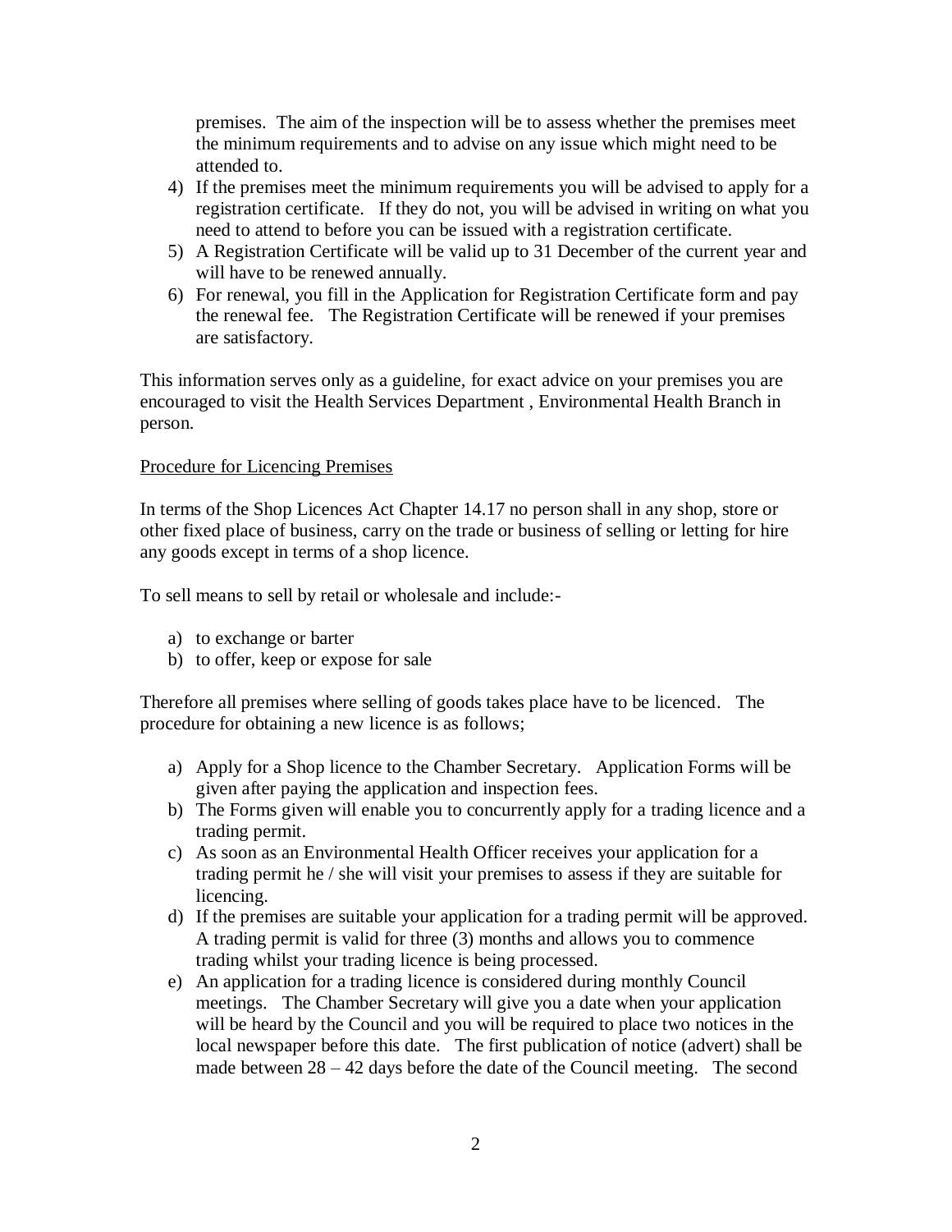premises. The aim of the inspection will be to assess whether the premises meet the minimum requirements and to advise on any issue which might need to be attended to.

4) If the premises meet the minimum requirements you will be advised to apply for a registration certificate. If they do not, you will be advised in writing on what you need to attend to before you can be issued with a registration certificate.
5) A Registration Certificate will be valid up to 31 December of the current year and will have to be renewed annually.
6) For renewal, you fill in the Application for Registration Certificate form and pay the renewal fee. The Registration Certificate will be renewed if your premises are satisfactory.

This information serves only as a guideline, for exact advice on your premises you are encouraged to visit the Health Services Department , Environmental Health Branch in person.

<u>Procedure for Licencing Premises</u>

In terms of the Shop Licences Act Chapter 14.17 no person shall in any shop, store or other fixed place of business, carry on the trade or business of selling or letting for hire any goods except in terms of a shop licence.

To sell means to sell by retail or wholesale and include:-

a) to exchange or barter
b) to offer, keep or expose for sale

Therefore all premises where selling of goods takes place have to be licenced. The procedure for obtaining a new licence is as follows;

a) Apply for a Shop licence to the Chamber Secretary. Application Forms will be given after paying the application and inspection fees.
b) The Forms given will enable you to concurrently apply for a trading licence and a trading permit.
c) As soon as an Environmental Health Officer receives your application for a trading permit he / she will visit your premises to assess if they are suitable for licencing.
d) If the premises are suitable your application for a trading permit will be approved. A trading permit is valid for three (3) months and allows you to commence trading whilst your trading licence is being processed.
e) An application for a trading licence is considered during monthly Council meetings. The Chamber Secretary will give you a date when your application will be heard by the Council and you will be required to place two notices in the local newspaper before this date. The first publication of notice (advert) shall be made between 28 – 42 days before the date of the Council meeting. The second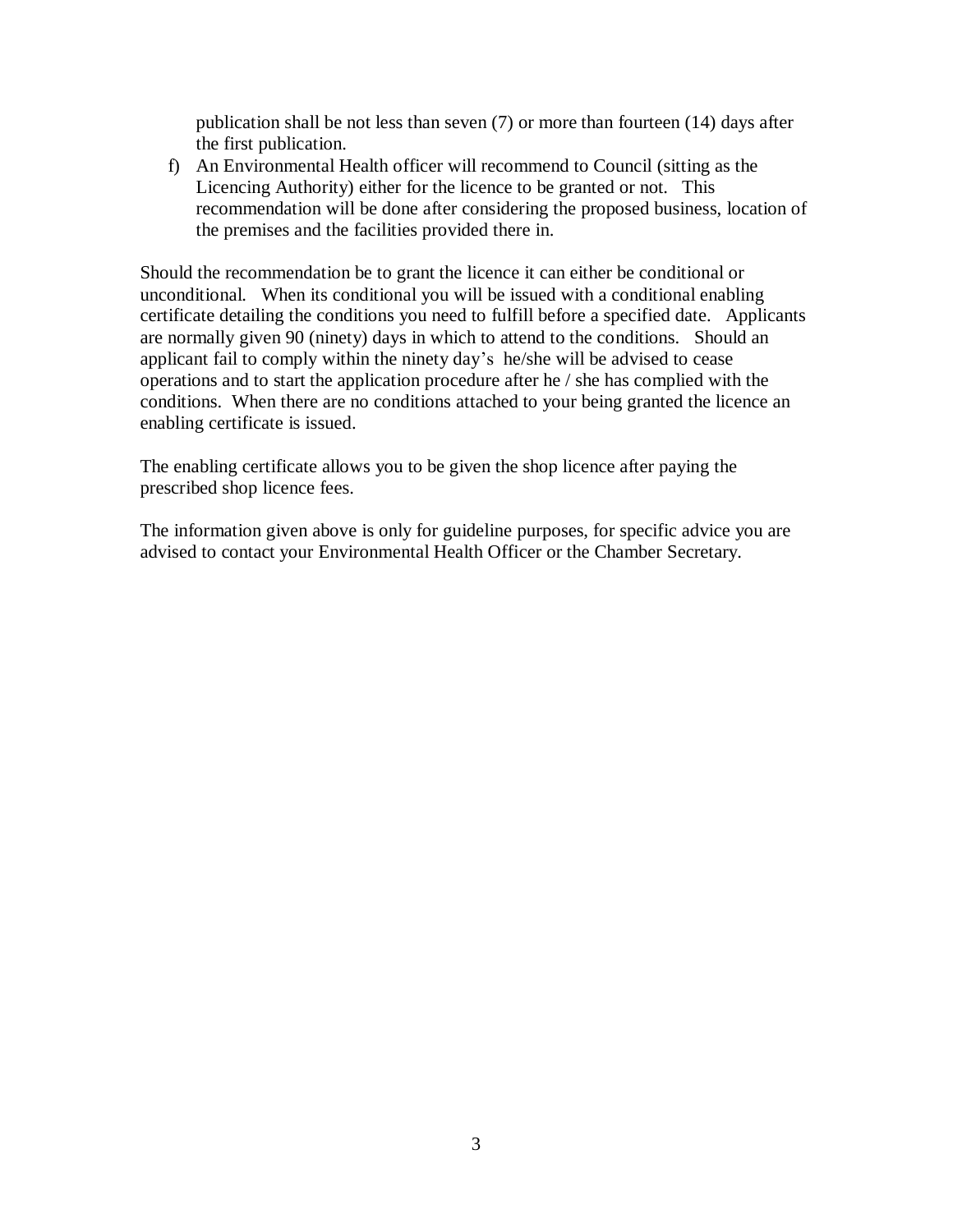publication shall be not less than seven (7) or more than fourteen (14) days after the first publication.

f) An Environmental Health officer will recommend to Council (sitting as the Licencing Authority) either for the licence to be granted or not. This recommendation will be done after considering the proposed business, location of the premises and the facilities provided there in.

Should the recommendation be to grant the licence it can either be conditional or unconditional. When its conditional you will be issued with a conditional enabling certificate detailing the conditions you need to fulfill before a specified date. Applicants are normally given 90 (ninety) days in which to attend to the conditions. Should an applicant fail to comply within the ninety day's he/she will be advised to cease operations and to start the application procedure after he / she has complied with the conditions. When there are no conditions attached to your being granted the licence an enabling certificate is issued.

The enabling certificate allows you to be given the shop licence after paying the prescribed shop licence fees.

The information given above is only for guideline purposes, for specific advice you are advised to contact your Environmental Health Officer or the Chamber Secretary.